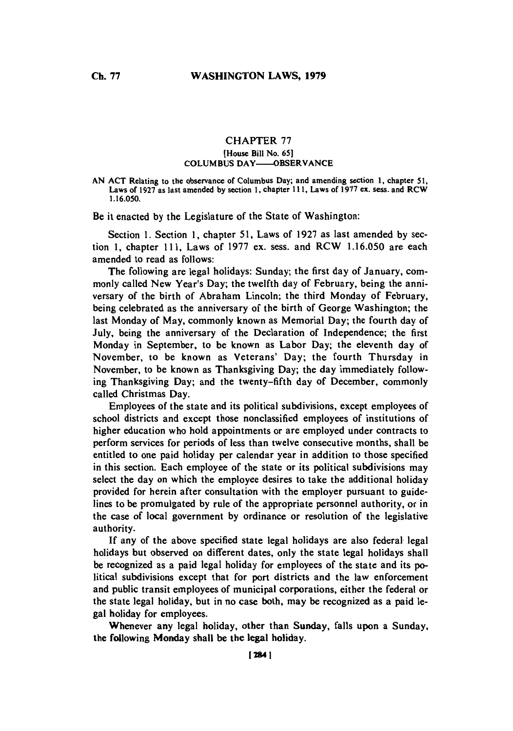## CHAPTER 77

[House Bill No. 65]

COLUMBUS DAY——OBSERVANCE

AN ACT Relating to the observance of Columbus Day; and amending section 1, chapter 51, Laws of 1927 as last amended by section 1, chapter 111, Laws of 1977 ex. sess. and RCW 1.16.050.

Be it enacted by the Legislature of the State of Washington:

Section 1. Section 1, chapter 51, Laws of 1927 as last amended by section 1, chapter 111, Laws of 1977 ex. sess. and RCW 1.16.050 are each amended to read as follows:

The following are legal holidays: Sunday; the first day of January, commonly called New Year's Day; the twelfth day of February, being the anniversary of the birth of Abraham Lincoln; the third Monday of February, being celebrated as the anniversary of the birth of George Washington; the last Monday of May, commonly known as Memorial Day; the fourth day of July, being the anniversary of the Declaration of Independence; the first Monday in September, to be known as Labor Day; the eleventh day of November, to be known as Veterans' Day; the fourth Thursday in November, to be known as Thanksgiving Day; the day immediately following Thanksgiving Day; and the twenty-fifth day of December, commonly called Christmas Day.

Employees of the state and its political subdivisions, except employees of school districts and except those nonclassified employees of institutions of higher education who hold appointments or are employed under contracts to perform services for periods of less than twelve consecutive months, shall be entitled to one paid holiday per calendar year in addition to those specified in this section. Each employee of the state or its political subdivisions may select the day on which the employee desires to take the additional holiday provided for herein after consultation with the employer pursuant to guidelines to be promulgated by rule of the appropriate personnel authority, or in the case of local government by ordinance or resolution of the legislative authority.

If any of the above specified state legal holidays are also federal legal holidays but observed on different dates, only the state legal holidays shall be recognized as a paid legal holiday for employees of the state and its political subdivisions except that for port districts and the law enforcement and public transit employees of municipal corporations, either the federal or the state legal holiday, but in no case both, may be recognized as a paid legal holiday for employees.

Whenever any legal holiday, other than Sunday, falls upon a Sunday, the following Monday shall be the legal holiday.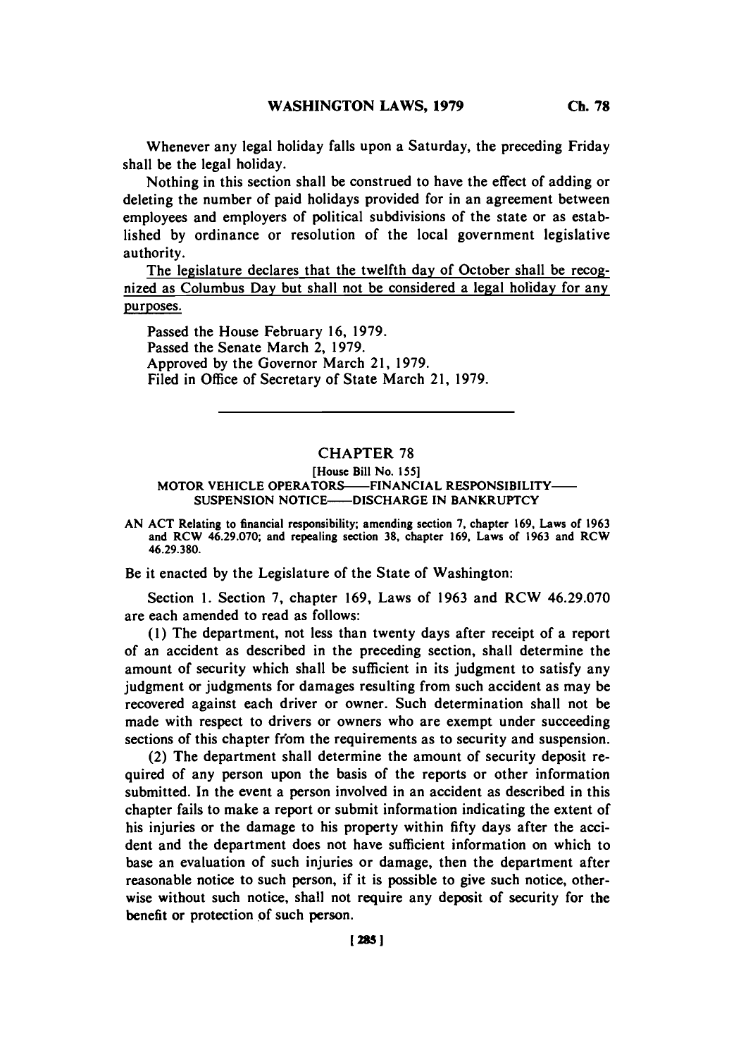Whenever any legal holiday falls upon a Saturday, the preceding Friday shall be the legal holiday.

Nothing in this section shall be construed to have the effect of adding or deleting the number of paid holidays provided for in an agreement between employees and employers of political subdivisions of the state or as established by ordinance or resolution of the local government legislative authority.

The legislature declares that the twelfth day of October shall be recognized as Columbus Day but shall not be considered a legal holiday for any purposes.

Passed the House February 16, 1979.
Passed the Senate March 2, 1979.
Approved by the Governor March 21, 1979.
Filed in Office of Secretary of State March 21, 1979.

---

## CHAPTER 78

[House Bill No. 155]

MOTOR VEHICLE OPERATORS——FINANCIAL RESPONSIBILITY——SUSPENSION NOTICE——DISCHARGE IN BANKRUPTCY

AN ACT Relating to financial responsibility; amending section 7, chapter 169, Laws of 1963 and RCW 46.29.070; and repealing section 38, chapter 169, Laws of 1963 and RCW 46.29.380.

Be it enacted by the Legislature of the State of Washington:

Section 1. Section 7, chapter 169, Laws of 1963 and RCW 46.29.070 are each amended to read as follows:

(1) The department, not less than twenty days after receipt of a report of an accident as described in the preceding section, shall determine the amount of security which shall be sufficient in its judgment to satisfy any judgment or judgments for damages resulting from such accident as may be recovered against each driver or owner. Such determination shall not be made with respect to drivers or owners who are exempt under succeeding sections of this chapter from the requirements as to security and suspension.

(2) The department shall determine the amount of security deposit required of any person upon the basis of the reports or other information submitted. In the event a person involved in an accident as described in this chapter fails to make a report or submit information indicating the extent of his injuries or the damage to his property within fifty days after the accident and the department does not have sufficient information on which to base an evaluation of such injuries or damage, then the department after reasonable notice to such person, if it is possible to give such notice, otherwise without such notice, shall not require any deposit of security for the benefit or protection of such person.